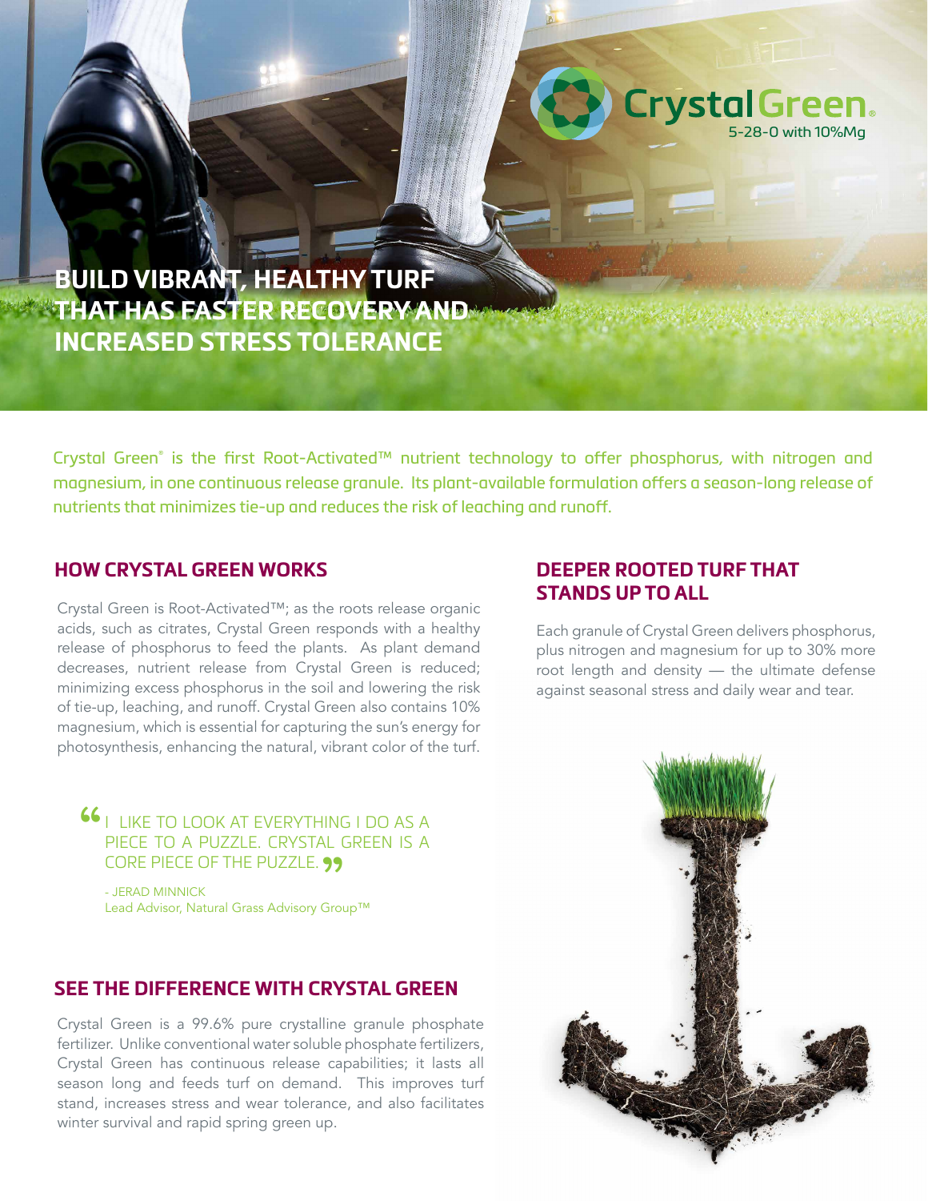Crystal Green®
5-28-0 with 10%Mg

# BUILD VIBRANT, HEALTHY TURF THAT HAS FASTER RECOVERY AND INCREASED STRESS TOLERANCE

Crystal Green® is the first Root-Activated™ nutrient technology to offer phosphorus, with nitrogen and magnesium, in one continuous release granule. Its plant-available formulation offers a season-long release of nutrients that minimizes tie-up and reduces the risk of leaching and runoff.

## HOW CRYSTAL GREEN WORKS

Crystal Green is Root-Activated™; as the roots release organic acids, such as citrates, Crystal Green responds with a healthy release of phosphorus to feed the plants. As plant demand decreases, nutrient release from Crystal Green is reduced; minimizing excess phosphorus in the soil and lowering the risk of tie-up, leaching, and runoff. Crystal Green also contains 10% magnesium, which is essential for capturing the sun's energy for photosynthesis, enhancing the natural, vibrant color of the turf.

> "I LIKE TO LOOK AT EVERYTHING I DO AS A PIECE TO A PUZZLE. CRYSTAL GREEN IS A CORE PIECE OF THE PUZZLE."
>
> - JERAD MINNICK
> Lead Advisor, Natural Grass Advisory Group™

## SEE THE DIFFERENCE WITH CRYSTAL GREEN

Crystal Green is a 99.6% pure crystalline granule phosphate fertilizer. Unlike conventional water soluble phosphate fertilizers, Crystal Green has continuous release capabilities; it lasts all season long and feeds turf on demand. This improves turf stand, increases stress and wear tolerance, and also facilitates winter survival and rapid spring green up.

## DEEPER ROOTED TURF THAT STANDS UP TO ALL

Each granule of Crystal Green delivers phosphorus, plus nitrogen and magnesium for up to 30% more root length and density — the ultimate defense against seasonal stress and daily wear and tear.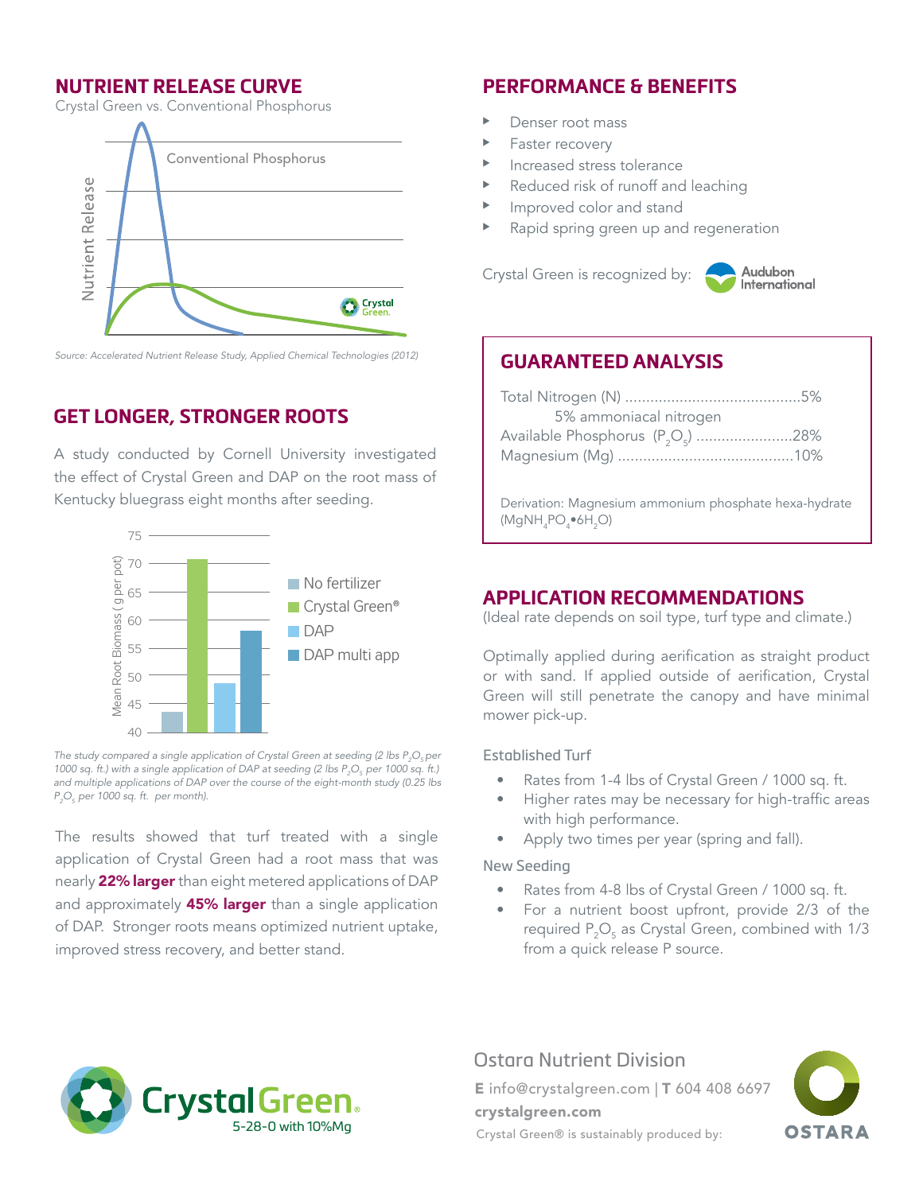## NUTRIENT RELEASE CURVE

Crystal Green vs. Conventional Phosphorus

Conventional Phosphorus

Nutrient Release

Crystal Green.

*Source: Accelerated Nutrient Release Study, Applied Chemical Technologies (2012)*

## GET LONGER, STRONGER ROOTS

A study conducted by Cornell University investigated the effect of Crystal Green and DAP on the root mass of Kentucky bluegrass eight months after seeding.

Mean Root Biomass ( g per pot)

75
70
65
60
55
50
45
40

No fertilizer
Crystal Green®
DAP
DAP multi app

*The study compared a single application of Crystal Green at seeding (2 lbs $P_2O_5$ per 1000 sq. ft.) with a single application of DAP at seeding (2 lbs $P_2O_5$ per 1000 sq. ft.) and multiple applications of DAP over the course of the eight-month study (0.25 lbs $P_2O_5$ per 1000 sq. ft. per month).*

The results showed that turf treated with a single application of Crystal Green had a root mass that was nearly **22% larger** than eight metered applications of DAP and approximately **45% larger** than a single application of DAP. Stronger roots means optimized nutrient uptake, improved stress recovery, and better stand.

## PERFORMANCE & BENEFITS

- Denser root mass
- Faster recovery
- Increased stress tolerance
- Reduced risk of runoff and leaching
- Improved color and stand
- Rapid spring green up and regeneration

Crystal Green is recognized by: Audubon International

## GUARANTEED ANALYSIS

Total Nitrogen (N) ..........................................5%
5% ammoniacal nitrogen
Available Phosphorus ($P_2O_5$) .......................28%
Magnesium (Mg) .........................................10%

Derivation: Magnesium ammonium phosphate hexa-hydrate ($MgNH_4PO_4 \cdot 6H_2O$)

## APPLICATION RECOMMENDATIONS

(Ideal rate depends on soil type, turf type and climate.)

Optimally applied during aerification as straight product or with sand. If applied outside of aerification, Crystal Green will still penetrate the canopy and have minimal mower pick-up.

Established Turf

- Rates from 1-4 lbs of Crystal Green / 1000 sq. ft.
- Higher rates may be necessary for high-traffic areas with high performance.
- Apply two times per year (spring and fall).

New Seeding

- Rates from 4-8 lbs of Crystal Green / 1000 sq. ft.
- For a nutrient boost upfront, provide 2/3 of the required $P_2O_5$ as Crystal Green, combined with 1/3 from a quick release P source.

CrystalGreen.
5-28-0 with 10%Mg

Ostara Nutrient Division

**E** info@crystalgreen.com | **T** 604 408 6697

**crystalgreen.com**

Crystal Green® is sustainably produced by: OSTARA